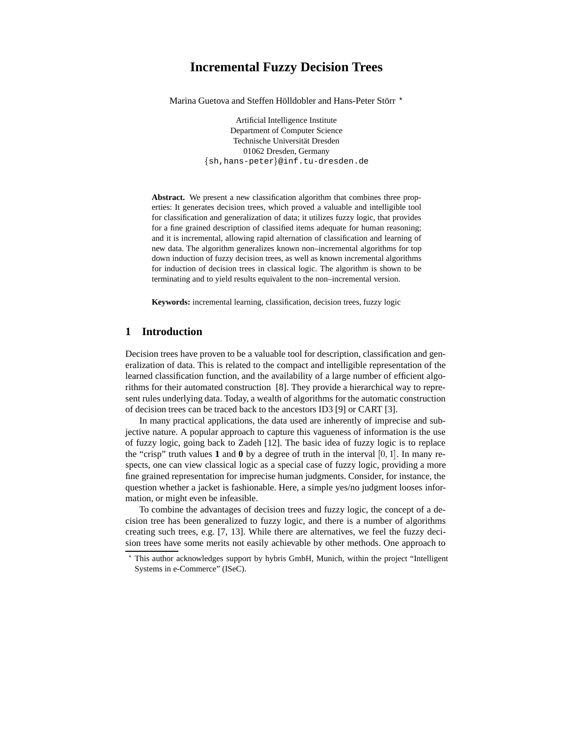# Incremental Fuzzy Decision Trees

Marina Guetova and Steffen Hölldobler and Hans-Peter Störr *

Artificial Intelligence Institute
Department of Computer Science
Technische Universität Dresden
01062 Dresden, Germany
{sh,hans-peter}@inf.tu-dresden.de

**Abstract.** We present a new classification algorithm that combines three properties: It generates decision trees, which proved a valuable and intelligible tool for classification and generalization of data; it utilizes fuzzy logic, that provides for a fine grained description of classified items adequate for human reasoning; and it is incremental, allowing rapid alternation of classification and learning of new data. The algorithm generalizes known non–incremental algorithms for top down induction of fuzzy decision trees, as well as known incremental algorithms for induction of decision trees in classical logic. The algorithm is shown to be terminating and to yield results equivalent to the non–incremental version.

**Keywords:** incremental learning, classification, decision trees, fuzzy logic

## 1 Introduction

Decision trees have proven to be a valuable tool for description, classification and generalization of data. This is related to the compact and intelligible representation of the learned classification function, and the availability of a large number of efficient algorithms for their automated construction [8]. They provide a hierarchical way to represent rules underlying data. Today, a wealth of algorithms for the automatic construction of decision trees can be traced back to the ancestors ID3 [9] or CART [3].

In many practical applications, the data used are inherently of imprecise and subjective nature. A popular approach to capture this vagueness of information is the use of fuzzy logic, going back to Zadeh [12]. The basic idea of fuzzy logic is to replace the "crisp" truth values **1** and **0** by a degree of truth in the interval $[0, 1]$. In many respects, one can view classical logic as a special case of fuzzy logic, providing a more fine grained representation for imprecise human judgments. Consider, for instance, the question whether a jacket is fashionable. Here, a simple yes/no judgment looses information, or might even be infeasible.

To combine the advantages of decision trees and fuzzy logic, the concept of a decision tree has been generalized to fuzzy logic, and there is a number of algorithms creating such trees, e.g. [7, 13]. While there are alternatives, we feel the fuzzy decision trees have some merits not easily achievable by other methods. One approach to

* This author acknowledges support by hybris GmbH, Munich, within the project "Intelligent Systems in e-Commerce" (ISeC).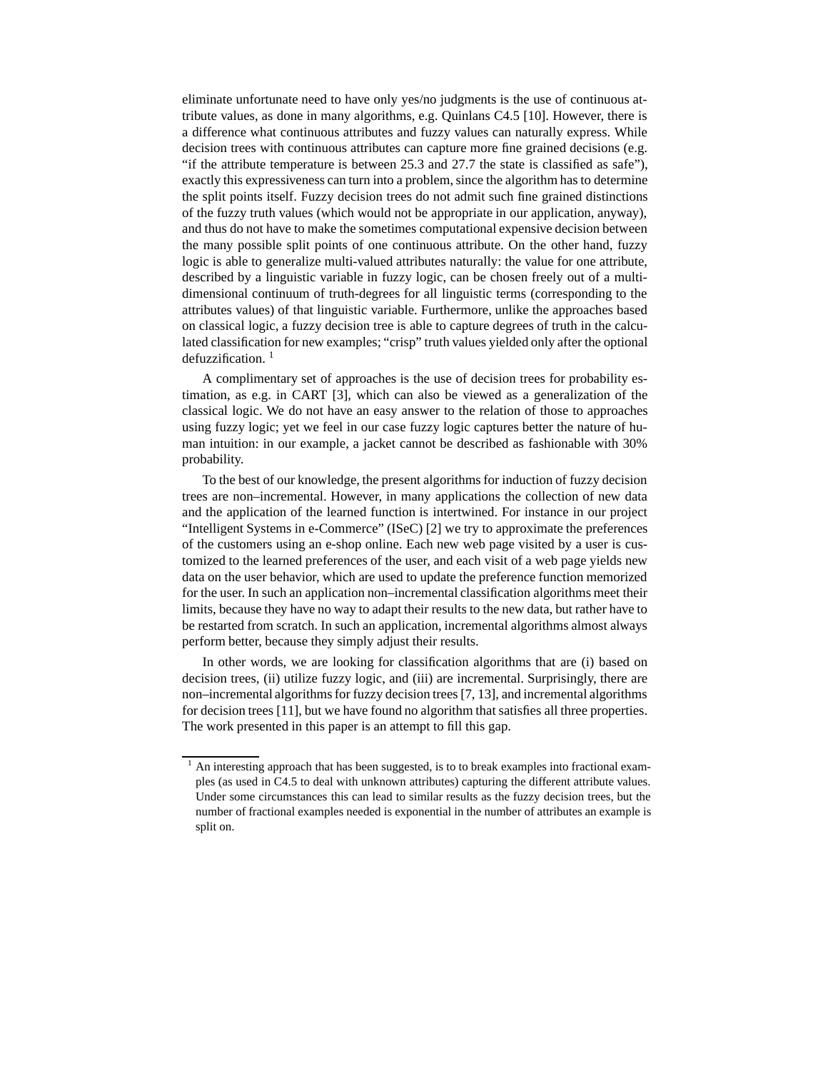eliminate unfortunate need to have only yes/no judgments is the use of continuous attribute values, as done in many algorithms, e.g. Quinlans C4.5 [10]. However, there is a difference what continuous attributes and fuzzy values can naturally express. While decision trees with continuous attributes can capture more fine grained decisions (e.g. "if the attribute temperature is between 25.3 and 27.7 the state is classified as safe"), exactly this expressiveness can turn into a problem, since the algorithm has to determine the split points itself. Fuzzy decision trees do not admit such fine grained distinctions of the fuzzy truth values (which would not be appropriate in our application, anyway), and thus do not have to make the sometimes computational expensive decision between the many possible split points of one continuous attribute. On the other hand, fuzzy logic is able to generalize multi-valued attributes naturally: the value for one attribute, described by a linguistic variable in fuzzy logic, can be chosen freely out of a multi-dimensional continuum of truth-degrees for all linguistic terms (corresponding to the attributes values) of that linguistic variable. Furthermore, unlike the approaches based on classical logic, a fuzzy decision tree is able to capture degrees of truth in the calculated classification for new examples; "crisp" truth values yielded only after the optional defuzzification. [1]

A complimentary set of approaches is the use of decision trees for probability estimation, as e.g. in CART [3], which can also be viewed as a generalization of the classical logic. We do not have an easy answer to the relation of those to approaches using fuzzy logic; yet we feel in our case fuzzy logic captures better the nature of human intuition: in our example, a jacket cannot be described as fashionable with 30% probability.

To the best of our knowledge, the present algorithms for induction of fuzzy decision trees are non–incremental. However, in many applications the collection of new data and the application of the learned function is intertwined. For instance in our project "Intelligent Systems in e-Commerce" (ISeC) [2] we try to approximate the preferences of the customers using an e-shop online. Each new web page visited by a user is customized to the learned preferences of the user, and each visit of a web page yields new data on the user behavior, which are used to update the preference function memorized for the user. In such an application non–incremental classification algorithms meet their limits, because they have no way to adapt their results to the new data, but rather have to be restarted from scratch. In such an application, incremental algorithms almost always perform better, because they simply adjust their results.

In other words, we are looking for classification algorithms that are (i) based on decision trees, (ii) utilize fuzzy logic, and (iii) are incremental. Surprisingly, there are non–incremental algorithms for fuzzy decision trees [7, 13], and incremental algorithms for decision trees [11], but we have found no algorithm that satisfies all three properties. The work presented in this paper is an attempt to fill this gap.

[1] An interesting approach that has been suggested, is to to break examples into fractional examples (as used in C4.5 to deal with unknown attributes) capturing the different attribute values. Under some circumstances this can lead to similar results as the fuzzy decision trees, but the number of fractional examples needed is exponential in the number of attributes an example is split on.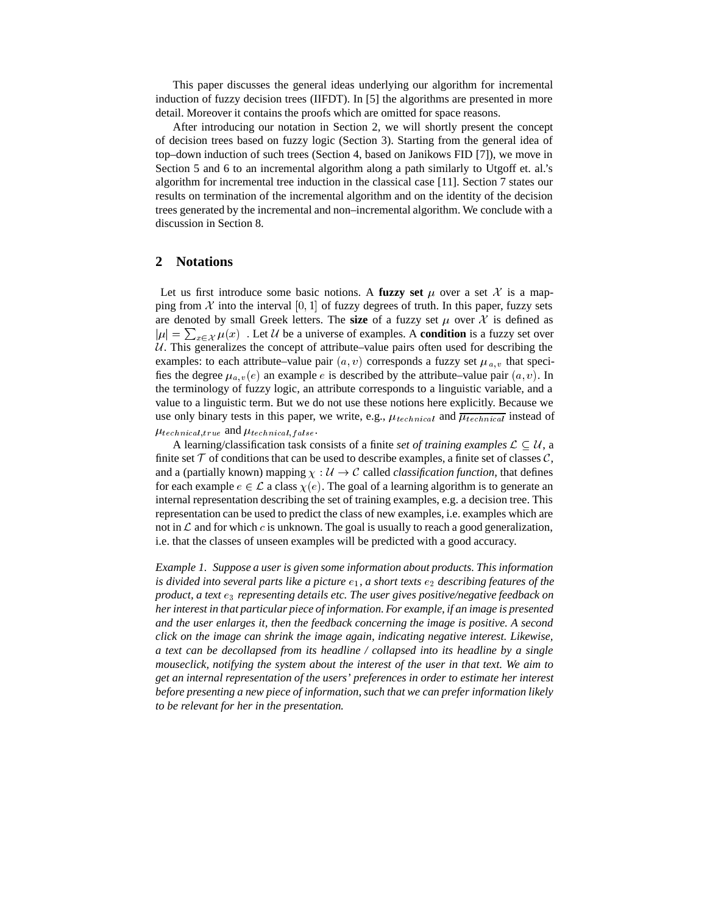This paper discusses the general ideas underlying our algorithm for incremental induction of fuzzy decision trees (IIFDT). In [5] the algorithms are presented in more detail. Moreover it contains the proofs which are omitted for space reasons.

After introducing our notation in Section 2, we will shortly present the concept of decision trees based on fuzzy logic (Section 3). Starting from the general idea of top–down induction of such trees (Section 4, based on Janikows FID [7]), we move in Section 5 and 6 to an incremental algorithm along a path similarly to Utgoff et. al.'s algorithm for incremental tree induction in the classical case [11]. Section 7 states our results on termination of the incremental algorithm and on the identity of the decision trees generated by the incremental and non–incremental algorithm. We conclude with a discussion in Section 8.

## 2 Notations

Let us first introduce some basic notions. A **fuzzy set** $\mu$ over a set $\mathcal{X}$ is a mapping from $\mathcal{X}$ into the interval $[0, 1]$ of fuzzy degrees of truth. In this paper, fuzzy sets are denoted by small Greek letters. The **size** of a fuzzy set $\mu$ over $\mathcal{X}$ is defined as $|\mu| = \sum_{x \in \mathcal{X}} \mu(x)$ . Let $\mathcal{U}$ be a universe of examples. A **condition** is a fuzzy set over $\mathcal{U}$. This generalizes the concept of attribute–value pairs often used for describing the examples: to each attribute–value pair $(a, v)$ corresponds a fuzzy set $\mu_{a,v}$ that specifies the degree $\mu_{a,v}(e)$ an example $e$ is described by the attribute–value pair $(a, v)$. In the terminology of fuzzy logic, an attribute corresponds to a linguistic variable, and a value to a linguistic term. But we do not use these notions here explicitly. Because we use only binary tests in this paper, we write, e.g., $\mu_{technical}$ and $\overline{\mu_{technical}}$ instead of $\mu_{technical,true}$ and $\mu_{technical,false}$.

A learning/classification task consists of a finite *set of training examples* $\mathcal{L} \subseteq \mathcal{U}$, a finite set $\mathcal{T}$ of conditions that can be used to describe examples, a finite set of classes $\mathcal{C}$, and a (partially known) mapping $\chi : \mathcal{U} \rightarrow \mathcal{C}$ called *classification function*, that defines for each example $e \in \mathcal{L}$ a class $\chi(e)$. The goal of a learning algorithm is to generate an internal representation describing the set of training examples, e.g. a decision tree. This representation can be used to predict the class of new examples, i.e. examples which are not in $\mathcal{L}$ and for which $c$ is unknown. The goal is usually to reach a good generalization, i.e. that the classes of unseen examples will be predicted with a good accuracy.

*Example 1. Suppose a user is given some information about products. This information is divided into several parts like a picture $e_1$, a short texts $e_2$ describing features of the product, a text $e_3$ representing details etc. The user gives positive/negative feedback on her interest in that particular piece of information. For example, if an image is presented and the user enlarges it, then the feedback concerning the image is positive. A second click on the image can shrink the image again, indicating negative interest. Likewise, a text can be decollapsed from its headline / collapsed into its headline by a single mouseclick, notifying the system about the interest of the user in that text. We aim to get an internal representation of the users' preferences in order to estimate her interest before presenting a new piece of information, such that we can prefer information likely to be relevant for her in the presentation.*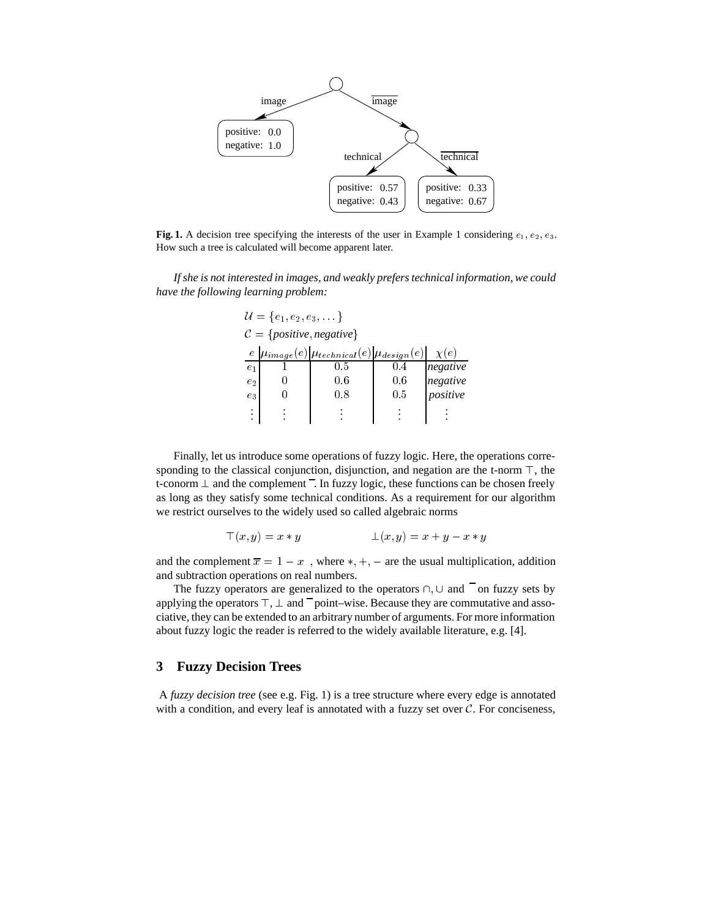Fig. 1. A decision tree specifying the interests of the user in Example 1 considering $e_1$, $e_2$, $e_3$. How such a tree is calculated will become apparent later.

*If she is not interested in images, and weakly prefers technical information, we could have the following learning problem:*

$$\mathcal{U} = \{e_1, e_2, e_3, \dots\}$$

$$\mathcal{C} = \{\textit{positive}, \textit{negative}\}$$

| $e$ | $\mu_{image}(e)$ | $\mu_{technical}(e)$ | $\mu_{design}(e)$ | $\chi(e)$ |
|---|---|---|---|---|
| $e_1$ | 1 | 0.5 | 0.4 | *negative* |
| $e_2$ | 0 | 0.6 | 0.6 | *negative* |
| $e_3$ | 0 | 0.8 | 0.5 | *positive* |
| ⋮ | ⋮ | ⋮ | ⋮ | ⋮ |

Finally, let us introduce some operations of fuzzy logic. Here, the operations corresponding to the classical conjunction, disjunction, and negation are the t-norm $\top$, the t-conorm $\perp$ and the complement $\overline{\phantom{x}}$. In fuzzy logic, these functions can be chosen freely as long as they satisfy some technical conditions. As a requirement for our algorithm we restrict ourselves to the widely used so called algebraic norms

$$\top(x, y) = x * y \qquad \perp(x, y) = x + y - x * y$$

and the complement $\overline{x} = 1 - x$ , where $*, +, -$ are the usual multiplication, addition and subtraction operations on real numbers.

The fuzzy operators are generalized to the operators $\cap, \cup$ and $\overline{\phantom{x}}$ on fuzzy sets by applying the operators $\top, \perp$ and $\overline{\phantom{x}}$ point–wise. Because they are commutative and associative, they can be extended to an arbitrary number of arguments. For more information about fuzzy logic the reader is referred to the widely available literature, e.g. [4].

## 3 Fuzzy Decision Trees

A *fuzzy decision tree* (see e.g. Fig. 1) is a tree structure where every edge is annotated with a condition, and every leaf is annotated with a fuzzy set over $\mathcal{C}$. For conciseness,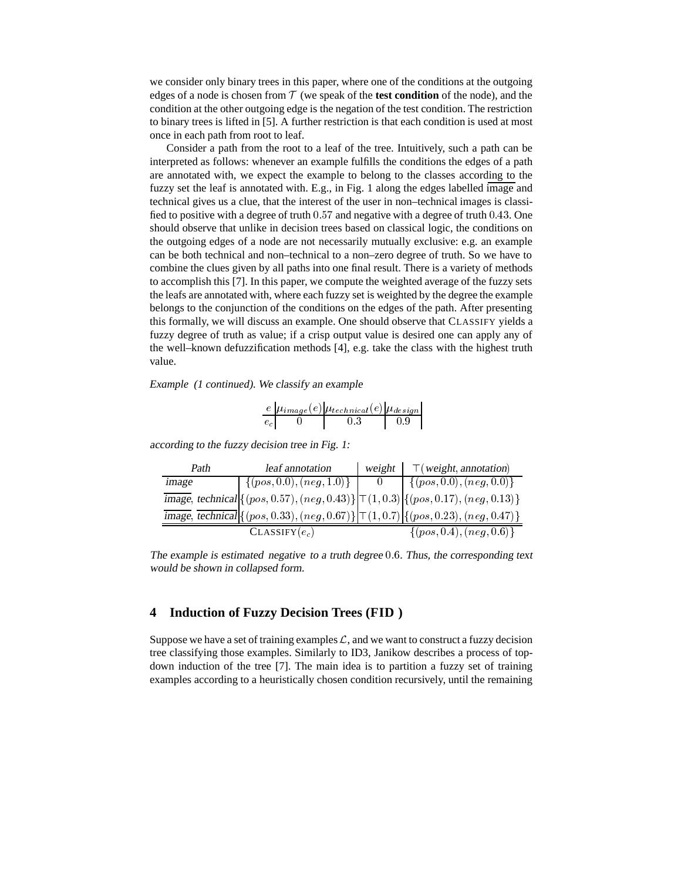we consider only binary trees in this paper, where one of the conditions at the outgoing edges of a node is chosen from $\mathcal{T}$ (we speak of the **test condition** of the node), and the condition at the other outgoing edge is the negation of the test condition. The restriction to binary trees is lifted in [5]. A further restriction is that each condition is used at most once in each path from root to leaf.

Consider a path from the root to a leaf of the tree. Intuitively, such a path can be interpreted as follows: whenever an example fulfills the conditions the edges of a path are annotated with, we expect the example to belong to the classes according to the fuzzy set the leaf is annotated with. E.g., in Fig. 1 along the edges labelled $\overline{\text{image}}$ and technical gives us a clue, that the interest of the user in non–technical images is classified to positive with a degree of truth $0.57$ and negative with a degree of truth $0.43$. One should observe that unlike in decision trees based on classical logic, the conditions on the outgoing edges of a node are not necessarily mutually exclusive: e.g. an example can be both technical and non–technical to a non–zero degree of truth. So we have to combine the clues given by all paths into one final result. There is a variety of methods to accomplish this [7]. In this paper, we compute the weighted average of the fuzzy sets the leafs are annotated with, where each fuzzy set is weighted by the degree the example belongs to the conjunction of the conditions on the edges of the path. After presenting this formally, we will discuss an example. One should observe that CLASSIFY yields a fuzzy degree of truth as value; if a crisp output value is desired one can apply any of the well–known defuzzification methods [4], e.g. take the class with the highest truth value.

*Example (1 continued). We classify an example*

| $e$ | $\mu_{image}(e)$ | $\mu_{technical}(e)$ | $\mu_{design}$ |
|---|---|---|---|
| $e_c$ | $0$ | $0.3$ | $0.9$ |

*according to the fuzzy decision tree in Fig. 1:*

| *Path* | *leaf annotation* | *weight* | $\top$(*weight*, *annotation*) |
|---|---|---|---|
| *image* | $\{(pos, 0.0), (neg, 1.0)\}$ | $0$ | $\{(pos, 0.0), (neg, 0.0)\}$ |
| $\overline{\textit{image}}$, *technical* | $\{(pos, 0.57), (neg, 0.43)\}$ | $\top(1, 0.3)$ | $\{(pos, 0.17), (neg, 0.13)\}$ |
| $\overline{\textit{image}}$, $\overline{\textit{technical}}$ | $\{(pos, 0.33), (neg, 0.67)\}$ | $\top(1, 0.7)$ | $\{(pos, 0.23), (neg, 0.47)\}$ |
| CLASSIFY$(e_c)$ | | | $\{(pos, 0.4), (neg, 0.6)\}$ |

*The example is estimated negative to a truth degree $0.6$. Thus, the corresponding text would be shown in collapsed form.*

## 4 Induction of Fuzzy Decision Trees (FID )

Suppose we have a set of training examples $\mathcal{L}$, and we want to construct a fuzzy decision tree classifying those examples. Similarly to ID3, Janikow describes a process of top-down induction of the tree [7]. The main idea is to partition a fuzzy set of training examples according to a heuristically chosen condition recursively, until the remaining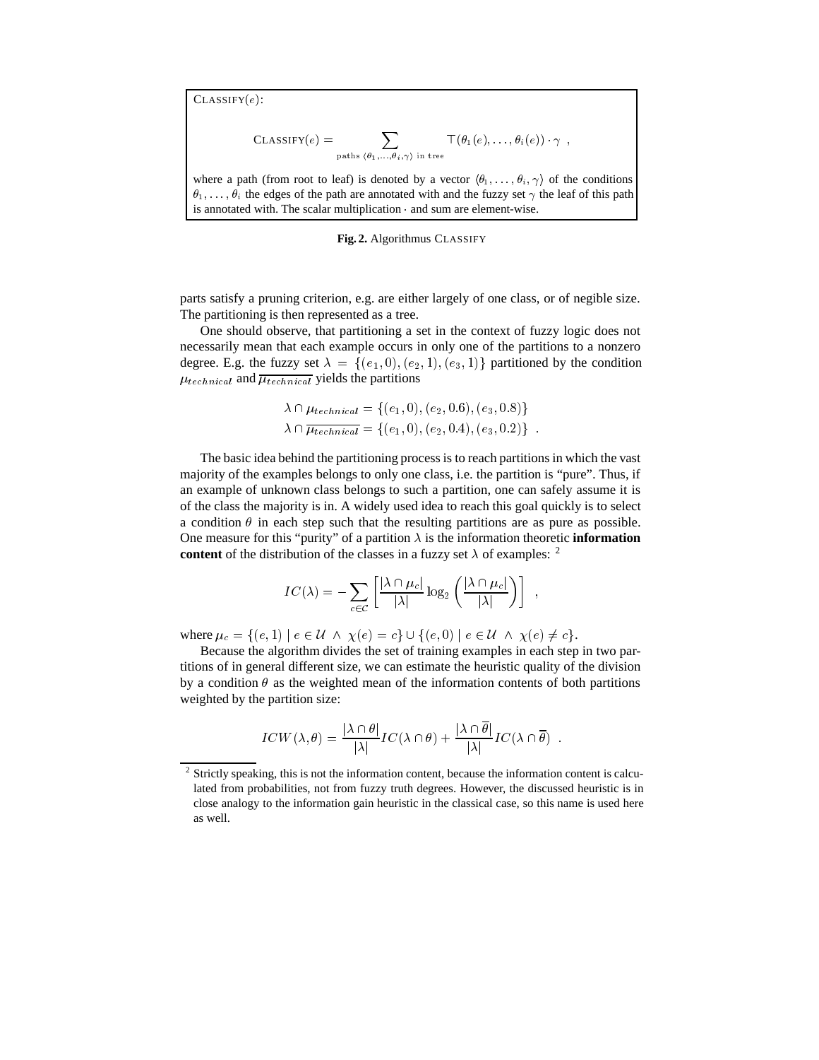CLASSIFY($e$):

$$\text{CLASSIFY}(e) = \sum_{\text{paths } \langle\theta_1,\ldots,\theta_i,\gamma\rangle \text{ in tree}} \top(\theta_1(e),\ldots,\theta_i(e)) \cdot \gamma \ ,$$

where a path (from root to leaf) is denoted by a vector $\langle\theta_1,\ldots,\theta_i,\gamma\rangle$ of the conditions $\theta_1,\ldots,\theta_i$ the edges of the path are annotated with and the fuzzy set $\gamma$ the leaf of this path is annotated with. The scalar multiplication $\cdot$ and sum are element-wise.

**Fig. 2.** Algorithmus CLASSIFY

parts satisfy a pruning criterion, e.g. are either largely of one class, or of negible size. The partitioning is then represented as a tree.

One should observe, that partitioning a set in the context of fuzzy logic does not necessarily mean that each example occurs in only one of the partitions to a nonzero degree. E.g. the fuzzy set $\lambda = \{(e_1, 0), (e_2, 1), (e_3, 1)\}$ partitioned by the condition $\mu_{technical}$ and $\overline{\mu_{technical}}$ yields the partitions

$$\lambda \cap \mu_{technical} = \{(e_1, 0), (e_2, 0.6), (e_3, 0.8)\}$$
$$\lambda \cap \overline{\mu_{technical}} = \{(e_1, 0), (e_2, 0.4), (e_3, 0.2)\} \ .$$

The basic idea behind the partitioning process is to reach partitions in which the vast majority of the examples belongs to only one class, i.e. the partition is "pure". Thus, if an example of unknown class belongs to such a partition, one can safely assume it is of the class the majority is in. A widely used idea to reach this goal quickly is to select a condition $\theta$ in each step such that the resulting partitions are as pure as possible. One measure for this "purity" of a partition $\lambda$ is the information theoretic **information content** of the distribution of the classes in a fuzzy set $\lambda$ of examples: [2]

$$IC(\lambda) = -\sum_{c \in \mathcal{C}} \left[ \frac{|\lambda \cap \mu_c|}{|\lambda|} \log_2 \left( \frac{|\lambda \cap \mu_c|}{|\lambda|} \right) \right] \ ,$$

where $\mu_c = \{(e, 1) \mid e \in \mathcal{U} \ \wedge \ \chi(e) = c\} \cup \{(e, 0) \mid e \in \mathcal{U} \ \wedge \ \chi(e) \neq c\}$.

Because the algorithm divides the set of training examples in each step in two partitions of in general different size, we can estimate the heuristic quality of the division by a condition $\theta$ as the weighted mean of the information contents of both partitions weighted by the partition size:

$$ICW(\lambda, \theta) = \frac{|\lambda \cap \theta|}{|\lambda|} IC(\lambda \cap \theta) + \frac{|\lambda \cap \overline{\theta}|}{|\lambda|} IC(\lambda \cap \overline{\theta}) \ .$$

[2] Strictly speaking, this is not the information content, because the information content is calculated from probabilities, not from fuzzy truth degrees. However, the discussed heuristic is in close analogy to the information gain heuristic in the classical case, so this name is used here as well.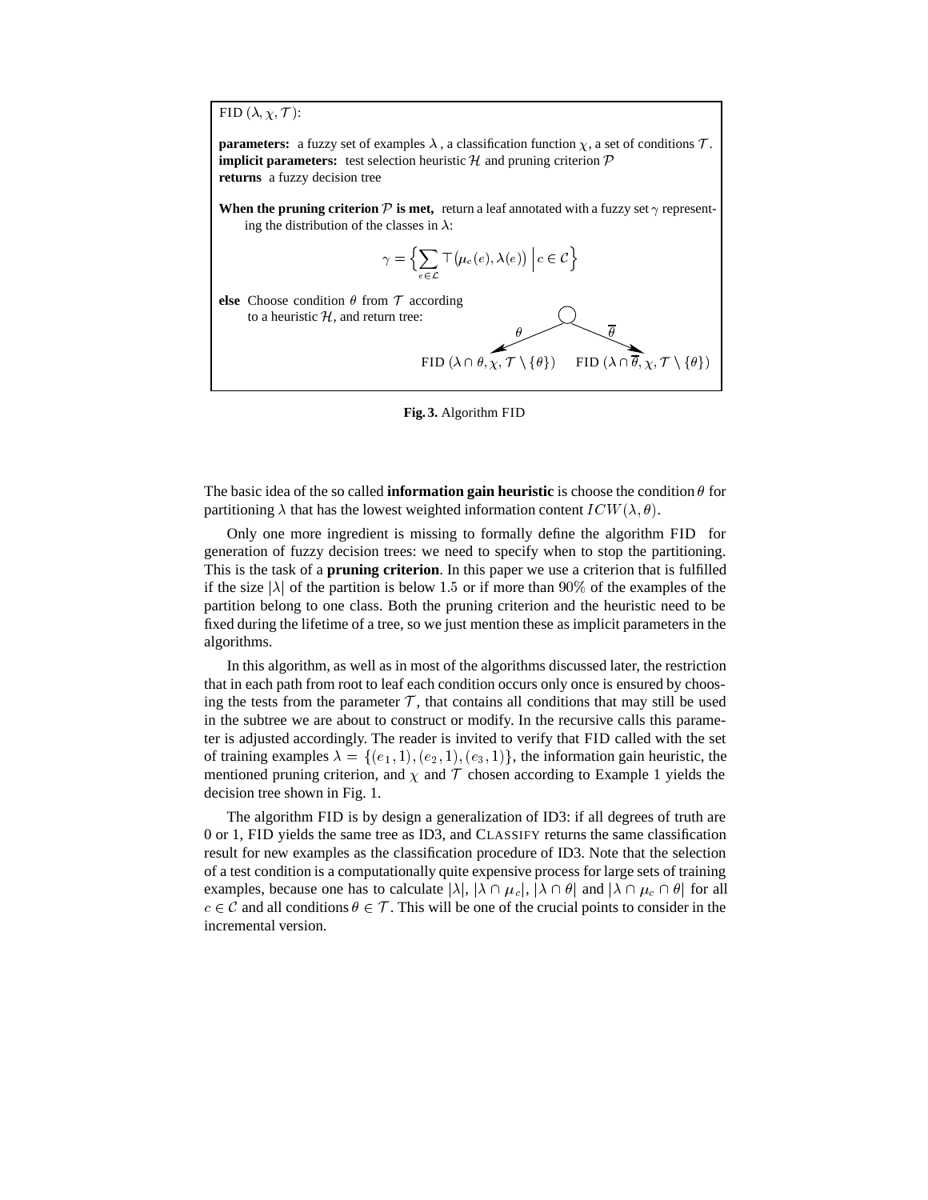FID $(\lambda, \chi, \mathcal{T})$:

**parameters:** a fuzzy set of examples $\lambda$ , a classification function $\chi$, a set of conditions $\mathcal{T}$.
**implicit parameters:** test selection heuristic $\mathcal{H}$ and pruning criterion $\mathcal{P}$
**returns** a fuzzy decision tree

**When the pruning criterion $\mathcal{P}$ is met,** return a leaf annotated with a fuzzy set $\gamma$ representing the distribution of the classes in $\lambda$:

$$\gamma = \Big\{ \sum_{e \in \mathcal{L}} \top\big(\mu_c(e), \lambda(e)\big) \;\Big|\; c \in \mathcal{C} \Big\}$$

**else** Choose condition $\theta$ from $\mathcal{T}$ according to a heuristic $\mathcal{H}$, and return tree: a node with branch $\theta$ leading to FID $(\lambda \cap \theta, \chi, \mathcal{T} \setminus \{\theta\})$ and branch $\overline{\theta}$ leading to FID $(\lambda \cap \overline{\theta}, \chi, \mathcal{T} \setminus \{\theta\})$

**Fig. 3.** Algorithm FID

The basic idea of the so called **information gain heuristic** is choose the condition $\theta$ for partitioning $\lambda$ that has the lowest weighted information content $ICW(\lambda, \theta)$.

Only one more ingredient is missing to formally define the algorithm FID for generation of fuzzy decision trees: we need to specify when to stop the partitioning. This is the task of a **pruning criterion**. In this paper we use a criterion that is fulfilled if the size $|\lambda|$ of the partition is below $1.5$ or if more than $90\%$ of the examples of the partition belong to one class. Both the pruning criterion and the heuristic need to be fixed during the lifetime of a tree, so we just mention these as implicit parameters in the algorithms.

In this algorithm, as well as in most of the algorithms discussed later, the restriction that in each path from root to leaf each condition occurs only once is ensured by choosing the tests from the parameter $\mathcal{T}$, that contains all conditions that may still be used in the subtree we are about to construct or modify. In the recursive calls this parameter is adjusted accordingly. The reader is invited to verify that FID called with the set of training examples $\lambda = \{(e_1, 1), (e_2, 1), (e_3, 1)\}$, the information gain heuristic, the mentioned pruning criterion, and $\chi$ and $\mathcal{T}$ chosen according to Example 1 yields the decision tree shown in Fig. 1.

The algorithm FID is by design a generalization of ID3: if all degrees of truth are 0 or 1, FID yields the same tree as ID3, and CLASSIFY returns the same classification result for new examples as the classification procedure of ID3. Note that the selection of a test condition is a computationally quite expensive process for large sets of training examples, because one has to calculate $|\lambda|$, $|\lambda \cap \mu_c|$, $|\lambda \cap \theta|$ and $|\lambda \cap \mu_c \cap \theta|$ for all $c \in \mathcal{C}$ and all conditions $\theta \in \mathcal{T}$. This will be one of the crucial points to consider in the incremental version.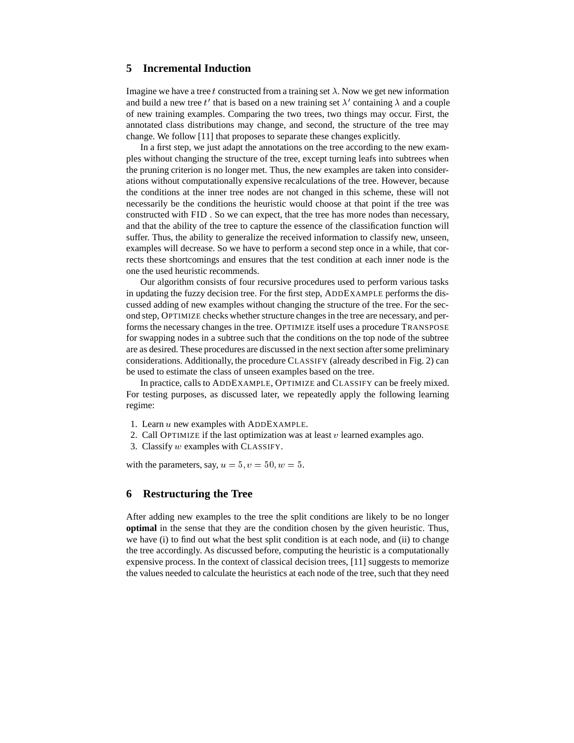## 5 Incremental Induction

Imagine we have a tree $t$ constructed from a training set $\lambda$. Now we get new information and build a new tree $t'$ that is based on a new training set $\lambda'$ containing $\lambda$ and a couple of new training examples. Comparing the two trees, two things may occur. First, the annotated class distributions may change, and second, the structure of the tree may change. We follow [11] that proposes to separate these changes explicitly.

In a first step, we just adapt the annotations on the tree according to the new examples without changing the structure of the tree, except turning leafs into subtrees when the pruning criterion is no longer met. Thus, the new examples are taken into considerations without computationally expensive recalculations of the tree. However, because the conditions at the inner tree nodes are not changed in this scheme, these will not necessarily be the conditions the heuristic would choose at that point if the tree was constructed with FID . So we can expect, that the tree has more nodes than necessary, and that the ability of the tree to capture the essence of the classification function will suffer. Thus, the ability to generalize the received information to classify new, unseen, examples will decrease. So we have to perform a second step once in a while, that corrects these shortcomings and ensures that the test condition at each inner node is the one the used heuristic recommends.

Our algorithm consists of four recursive procedures used to perform various tasks in updating the fuzzy decision tree. For the first step, ADDEXAMPLE performs the discussed adding of new examples without changing the structure of the tree. For the second step, OPTIMIZE checks whether structure changes in the tree are necessary, and performs the necessary changes in the tree. OPTIMIZE itself uses a procedure TRANSPOSE for swapping nodes in a subtree such that the conditions on the top node of the subtree are as desired. These procedures are discussed in the next section after some preliminary considerations. Additionally, the procedure CLASSIFY (already described in Fig. 2) can be used to estimate the class of unseen examples based on the tree.

In practice, calls to ADDEXAMPLE, OPTIMIZE and CLASSIFY can be freely mixed. For testing purposes, as discussed later, we repeatedly apply the following learning regime:

1. Learn $u$ new examples with ADDEXAMPLE.
2. Call OPTIMIZE if the last optimization was at least $v$ learned examples ago.
3. Classify $w$ examples with CLASSIFY.

with the parameters, say, $u = 5, v = 50, w = 5$.

## 6 Restructuring the Tree

After adding new examples to the tree the split conditions are likely to be no longer **optimal** in the sense that they are the condition chosen by the given heuristic. Thus, we have (i) to find out what the best split condition is at each node, and (ii) to change the tree accordingly. As discussed before, computing the heuristic is a computationally expensive process. In the context of classical decision trees, [11] suggests to memorize the values needed to calculate the heuristics at each node of the tree, such that they need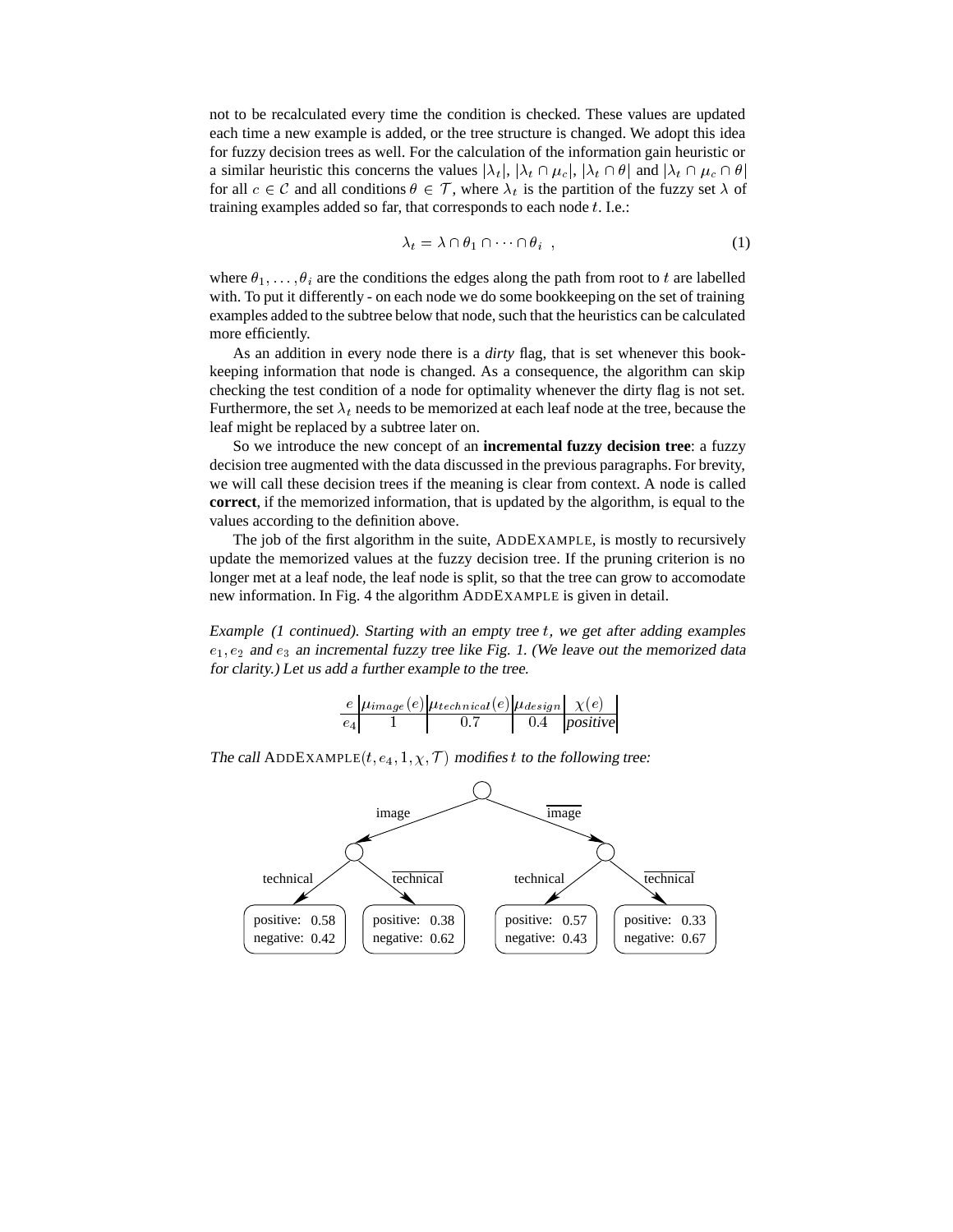not to be recalculated every time the condition is checked. These values are updated each time a new example is added, or the tree structure is changed. We adopt this idea for fuzzy decision trees as well. For the calculation of the information gain heuristic or a similar heuristic this concerns the values $|\lambda_t|$, $|\lambda_t \cap \mu_c|$, $|\lambda_t \cap \theta|$ and $|\lambda_t \cap \mu_c \cap \theta|$ for all $c \in \mathcal{C}$ and all conditions $\theta \in \mathcal{T}$, where $\lambda_t$ is the partition of the fuzzy set $\lambda$ of training examples added so far, that corresponds to each node $t$. I.e.:

$$\lambda_t = \lambda \cap \theta_1 \cap \cdots \cap \theta_i \ , \tag{1}$$

where $\theta_1, \ldots, \theta_i$ are the conditions the edges along the path from root to $t$ are labelled with. To put it differently - on each node we do some bookkeeping on the set of training examples added to the subtree below that node, such that the heuristics can be calculated more efficiently.

As an addition in every node there is a *dirty* flag, that is set whenever this bookkeeping information that node is changed. As a consequence, the algorithm can skip checking the test condition of a node for optimality whenever the dirty flag is not set. Furthermore, the set $\lambda_t$ needs to be memorized at each leaf node at the tree, because the leaf might be replaced by a subtree later on.

So we introduce the new concept of an **incremental fuzzy decision tree**: a fuzzy decision tree augmented with the data discussed in the previous paragraphs. For brevity, we will call these decision trees if the meaning is clear from context. A node is called **correct**, if the memorized information, that is updated by the algorithm, is equal to the values according to the definition above.

The job of the first algorithm in the suite, AddExample, is mostly to recursively update the memorized values at the fuzzy decision tree. If the pruning criterion is no longer met at a leaf node, the leaf node is split, so that the tree can grow to accomodate new information. In Fig. 4 the algorithm AddExample is given in detail.

*Example (1 continued). Starting with an empty tree $t$, we get after adding examples $e_1, e_2$ and $e_3$ an incremental fuzzy tree like Fig. 1. (We leave out the memorized data for clarity.) Let us add a further example to the tree.*

| $e$ | $\mu_{image}(e)$ | $\mu_{technical}(e)$ | $\mu_{design}$ | $\chi(e)$ |
|---|---|---|---|---|
| $e_4$ | 1 | 0.7 | 0.4 | *positive* |

*The call* AddExample$(t, e_4, 1, \chi, \mathcal{T})$ *modifies $t$ to the following tree:*

image → technical: positive: 0.58, negative: 0.42
image → $\overline{\text{technical}}$: positive: 0.38, negative: 0.62
$\overline{\text{image}}$ → technical: positive: 0.57, negative: 0.43
$\overline{\text{image}}$ → $\overline{\text{technical}}$: positive: 0.33, negative: 0.67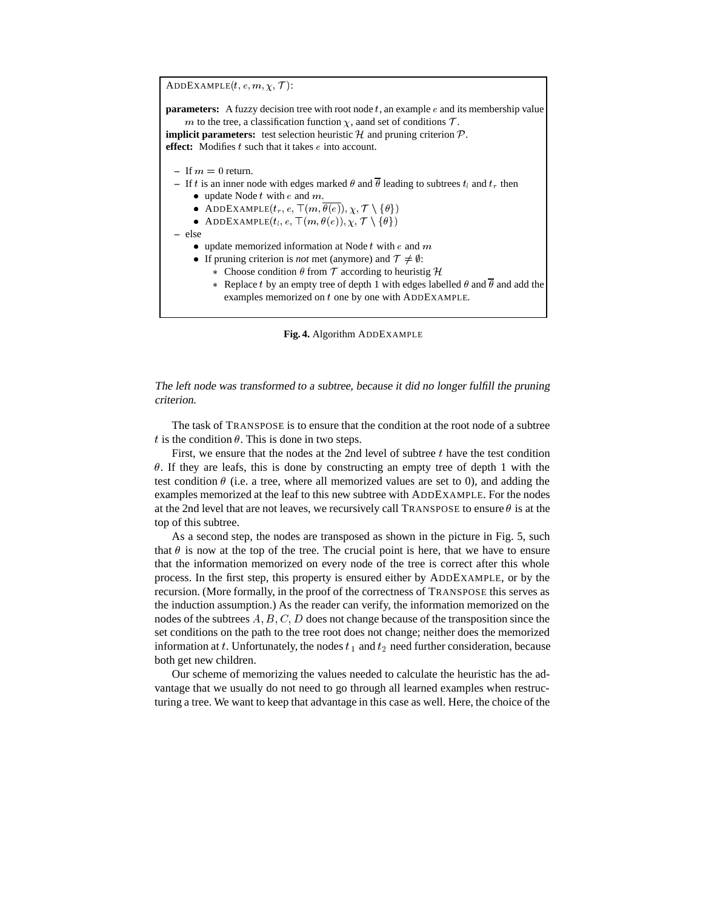ADDEXAMPLE$(t, e, m, \chi, \mathcal{T})$:

**parameters:** A fuzzy decision tree with root node $t$, an example $e$ and its membership value $m$ to the tree, a classification function $\chi$, aand set of conditions $\mathcal{T}$.
**implicit parameters:** test selection heuristic $\mathcal{H}$ and pruning criterion $\mathcal{P}$.
**effect:** Modifies $t$ such that it takes $e$ into account.

- If $m = 0$ return.
- If $t$ is an inner node with edges marked $\theta$ and $\overline{\theta}$ leading to subtrees $t_l$ and $t_r$ then
  - update Node $t$ with $e$ and $m$.
  - ADDEXAMPLE$(t_r, e, \top(m, \overline{\theta(e)}), \chi, \mathcal{T} \setminus \{\theta\})$
  - ADDEXAMPLE$(t_l, e, \top(m, \theta(e)), \chi, \mathcal{T} \setminus \{\theta\})$
- else
  - update memorized information at Node $t$ with $e$ and $m$
  - If pruning criterion is *not* met (anymore) and $\mathcal{T} \neq \emptyset$:
    - Choose condition $\theta$ from $\mathcal{T}$ according to heuristig $\mathcal{H}$
    - Replace $t$ by an empty tree of depth 1 with edges labelled $\theta$ and $\overline{\theta}$ and add the examples memorized on $t$ one by one with ADDEXAMPLE.

**Fig. 4.** Algorithm ADDEXAMPLE

*The left node was transformed to a subtree, because it did no longer fulfill the pruning criterion.*

The task of TRANSPOSE is to ensure that the condition at the root node of a subtree $t$ is the condition $\theta$. This is done in two steps.

First, we ensure that the nodes at the 2nd level of subtree $t$ have the test condition $\theta$. If they are leafs, this is done by constructing an empty tree of depth 1 with the test condition $\theta$ (i.e. a tree, where all memorized values are set to 0), and adding the examples memorized at the leaf to this new subtree with ADDEXAMPLE. For the nodes at the 2nd level that are not leaves, we recursively call TRANSPOSE to ensure $\theta$ is at the top of this subtree.

As a second step, the nodes are transposed as shown in the picture in Fig. 5, such that $\theta$ is now at the top of the tree. The crucial point is here, that we have to ensure that the information memorized on every node of the tree is correct after this whole process. In the first step, this property is ensured either by ADDEXAMPLE, or by the recursion. (More formally, in the proof of the correctness of TRANSPOSE this serves as the induction assumption.) As the reader can verify, the information memorized on the nodes of the subtrees $A, B, C, D$ does not change because of the transposition since the set conditions on the path to the tree root does not change; neither does the memorized information at $t$. Unfortunately, the nodes $t_1$ and $t_2$ need further consideration, because both get new children.

Our scheme of memorizing the values needed to calculate the heuristic has the advantage that we usually do not need to go through all learned examples when restructuring a tree. We want to keep that advantage in this case as well. Here, the choice of the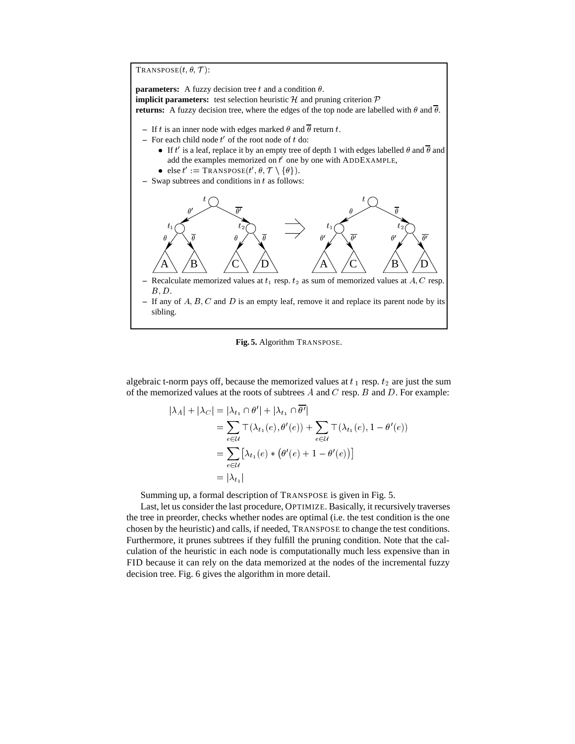TRANSPOSE($t$, $\theta$, $\mathcal{T}$):

**parameters:** A fuzzy decision tree $t$ and a condition $\theta$.
**implicit parameters:** test selection heuristic $\mathcal{H}$ and pruning criterion $\mathcal{P}$
**returns:** A fuzzy decision tree, where the edges of the top node are labelled with $\theta$ and $\overline{\theta}$.

- If $t$ is an inner node with edges marked $\theta$ and $\overline{\theta}$ return $t$.
- For each child node $t'$ of the root node of $t$ do:
  - If $t'$ is a leaf, replace it by an empty tree of depth 1 with edges labelled $\theta$ and $\overline{\theta}$ and add the examples memorized on $t'$ one by one with ADDEXAMPLE,
  - else $t' := \text{TRANSPOSE}(t', \theta, \mathcal{T} \setminus \{\theta\})$.
- Swap subtrees and conditions in $t$ as follows:

  Before: $t$ has edges $\theta'$ to $t_1$ and $\overline{\theta'}$ to $t_2$; $t_1$ has edges $\theta$ to A and $\overline{\theta}$ to B; $t_2$ has edges $\theta$ to C and $\overline{\theta}$ to D.
  $\Rightarrow$
  After: $t$ has edges $\theta$ to $t_1$ and $\overline{\theta}$ to $t_2$; $t_1$ has edges $\theta'$ to A and $\overline{\theta'}$ to C; $t_2$ has edges $\theta'$ to B and $\overline{\theta'}$ to D.

- Recalculate memorized values at $t_1$ resp. $t_2$ as sum of memorized values at $A, C$ resp. $B, D$.
- If any of $A$, $B$, $C$ and $D$ is an empty leaf, remove it and replace its parent node by its sibling.

**Fig. 5.** Algorithm TRANSPOSE.

algebraic t-norm pays off, because the memorized values at $t_1$ resp. $t_2$ are just the sum of the memorized values at the roots of subtrees $A$ and $C$ resp. $B$ and $D$. For example:

$$
\begin{aligned}
|\lambda_A| + |\lambda_C| &= |\lambda_{t_1} \cap \theta'| + |\lambda_{t_1} \cap \overline{\theta'}| \\
&= \sum_{e \in \mathcal{U}} \top(\lambda_{t_1}(e), \theta'(e)) + \sum_{e \in \mathcal{U}} \top(\lambda_{t_1}(e), 1 - \theta'(e)) \\
&= \sum_{e \in \mathcal{U}} \left[\lambda_{t_1}(e) * \left(\theta'(e) + 1 - \theta'(e)\right)\right] \\
&= |\lambda_{t_1}|
\end{aligned}
$$

Summing up, a formal description of TRANSPOSE is given in Fig. 5.

Last, let us consider the last procedure, OPTIMIZE. Basically, it recursively traverses the tree in preorder, checks whether nodes are optimal (i.e. the test condition is the one chosen by the heuristic) and calls, if needed, TRANSPOSE to change the test conditions. Furthermore, it prunes subtrees if they fulfill the pruning condition. Note that the calculation of the heuristic in each node is computationally much less expensive than in FID because it can rely on the data memorized at the nodes of the incremental fuzzy decision tree. Fig. 6 gives the algorithm in more detail.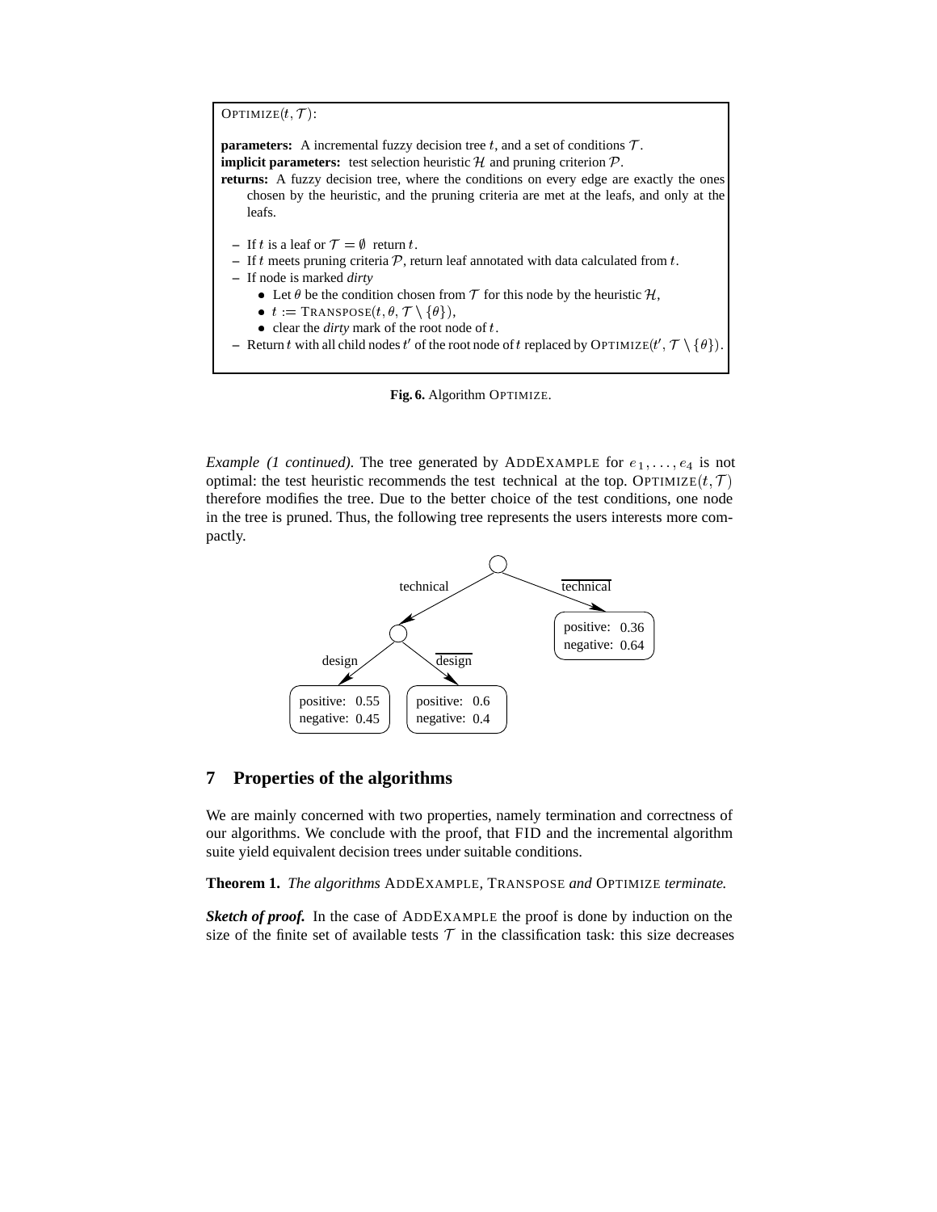OPTIMIZE($t, \mathcal{T}$):

**parameters:** A incremental fuzzy decision tree $t$, and a set of conditions $\mathcal{T}$.
**implicit parameters:** test selection heuristic $\mathcal{H}$ and pruning criterion $\mathcal{P}$.
**returns:** A fuzzy decision tree, where the conditions on every edge are exactly the ones chosen by the heuristic, and the pruning criteria are met at the leafs, and only at the leafs.

- If $t$ is a leaf or $\mathcal{T} = \emptyset$ return $t$.
- If $t$ meets pruning criteria $\mathcal{P}$, return leaf annotated with data calculated from $t$.
- If node is marked *dirty*
  - Let $\theta$ be the condition chosen from $\mathcal{T}$ for this node by the heuristic $\mathcal{H}$,
  - $t :=$ TRANSPOSE($t, \theta, \mathcal{T} \setminus \{\theta\}$),
  - clear the *dirty* mark of the root node of $t$.
- Return $t$ with all child nodes $t'$ of the root node of $t$ replaced by OPTIMIZE($t', \mathcal{T} \setminus \{\theta\}$).

**Fig. 6.** Algorithm OPTIMIZE.

*Example (1 continued).* The tree generated by ADDEXAMPLE for $e_1, \ldots, e_4$ is not optimal: the test heuristic recommends the test technical at the top. OPTIMIZE($t, \mathcal{T}$) therefore modifies the tree. Due to the better choice of the test conditions, one node in the tree is pruned. Thus, the following tree represents the users interests more compactly.

- technical
  - design: positive: 0.55, negative: 0.45
  - $\overline{\text{design}}$: positive: 0.6, negative: 0.4
- $\overline{\text{technical}}$: positive: 0.36, negative: 0.64

## 7 Properties of the algorithms

We are mainly concerned with two properties, namely termination and correctness of our algorithms. We conclude with the proof, that FID and the incremental algorithm suite yield equivalent decision trees under suitable conditions.

**Theorem 1.** *The algorithms* ADDEXAMPLE, TRANSPOSE *and* OPTIMIZE *terminate.*

***Sketch of proof.*** In the case of ADDEXAMPLE the proof is done by induction on the size of the finite set of available tests $\mathcal{T}$ in the classification task: this size decreases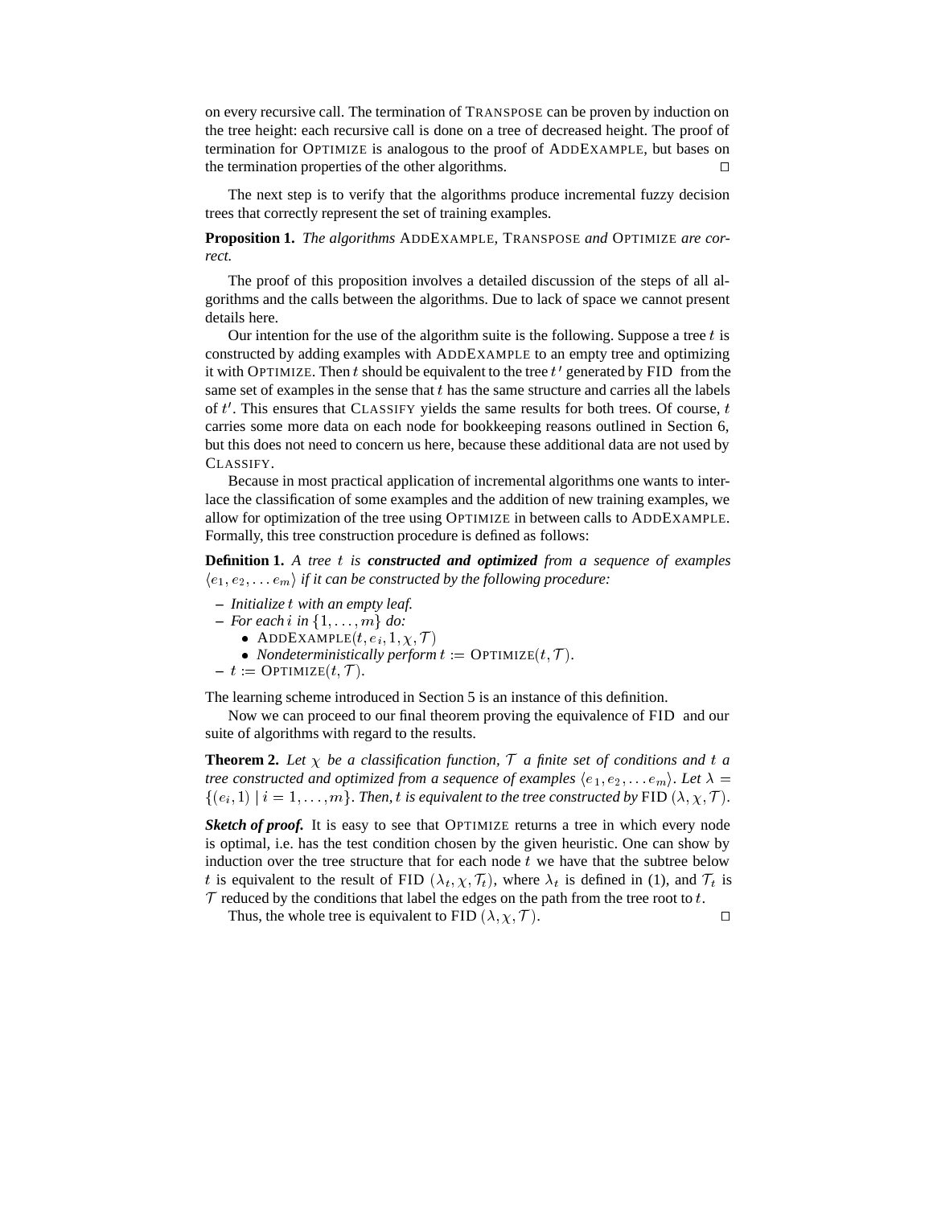on every recursive call. The termination of TRANSPOSE can be proven by induction on the tree height: each recursive call is done on a tree of decreased height. The proof of termination for OPTIMIZE is analogous to the proof of ADDEXAMPLE, but bases on the termination properties of the other algorithms. □

The next step is to verify that the algorithms produce incremental fuzzy decision trees that correctly represent the set of training examples.

**Proposition 1.** *The algorithms* ADDEXAMPLE*,* TRANSPOSE *and* OPTIMIZE *are correct.*

The proof of this proposition involves a detailed discussion of the steps of all algorithms and the calls between the algorithms. Due to lack of space we cannot present details here.

Our intention for the use of the algorithm suite is the following. Suppose a tree $t$ is constructed by adding examples with ADDEXAMPLE to an empty tree and optimizing it with OPTIMIZE. Then $t$ should be equivalent to the tree $t'$ generated by FID from the same set of examples in the sense that $t$ has the same structure and carries all the labels of $t'$. This ensures that CLASSIFY yields the same results for both trees. Of course, $t$ carries some more data on each node for bookkeeping reasons outlined in Section 6, but this does not need to concern us here, because these additional data are not used by CLASSIFY.

Because in most practical application of incremental algorithms one wants to interlace the classification of some examples and the addition of new training examples, we allow for optimization of the tree using OPTIMIZE in between calls to ADDEXAMPLE. Formally, this tree construction procedure is defined as follows:

**Definition 1.** *A tree $t$ is* ***constructed and optimized*** *from a sequence of examples $\langle e_1, e_2, \ldots e_m \rangle$ if it can be constructed by the following procedure:*

- *Initialize $t$ with an empty leaf.*
- *For each $i$ in $\{1, \ldots, m\}$ do:*
  - ADDEXAMPLE$(t, e_i, 1, \chi, \mathcal{T})$
  - *Nondeterministically perform* $t :=$ OPTIMIZE$(t, \mathcal{T})$.
- $t :=$ OPTIMIZE$(t, \mathcal{T})$.

The learning scheme introduced in Section 5 is an instance of this definition.

Now we can proceed to our final theorem proving the equivalence of FID and our suite of algorithms with regard to the results.

**Theorem 2.** *Let $\chi$ be a classification function, $\mathcal{T}$ a finite set of conditions and $t$ a tree constructed and optimized from a sequence of examples $\langle e_1, e_2, \ldots e_m \rangle$. Let $\lambda = \{(e_i, 1) \mid i = 1, \ldots, m\}$. Then, $t$ is equivalent to the tree constructed by* FID $(\lambda, \chi, \mathcal{T})$.

***Sketch of proof.*** It is easy to see that OPTIMIZE returns a tree in which every node is optimal, i.e. has the test condition chosen by the given heuristic. One can show by induction over the tree structure that for each node $t$ we have that the subtree below $t$ is equivalent to the result of FID $(\lambda_t, \chi, \mathcal{T}_t)$, where $\lambda_t$ is defined in (1), and $\mathcal{T}_t$ is $\mathcal{T}$ reduced by the conditions that label the edges on the path from the tree root to $t$.

Thus, the whole tree is equivalent to FID $(\lambda, \chi, \mathcal{T})$. □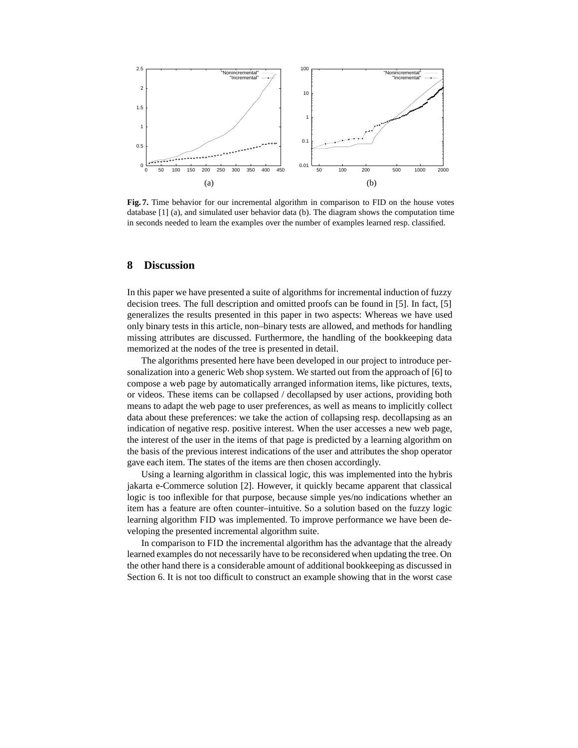**Fig. 7.** Time behavior for our incremental algorithm in comparison to FID on the house votes database [1] (a), and simulated user behavior data (b). The diagram shows the computation time in seconds needed to learn the examples over the number of examples learned resp. classified.

## 8 Discussion

In this paper we have presented a suite of algorithms for incremental induction of fuzzy decision trees. The full description and omitted proofs can be found in [5]. In fact, [5] generalizes the results presented in this paper in two aspects: Whereas we have used only binary tests in this article, non–binary tests are allowed, and methods for handling missing attributes are discussed. Furthermore, the handling of the bookkeeping data memorized at the nodes of the tree is presented in detail.

The algorithms presented here have been developed in our project to introduce personalization into a generic Web shop system. We started out from the approach of [6] to compose a web page by automatically arranged information items, like pictures, texts, or videos. These items can be collapsed / decollapsed by user actions, providing both means to adapt the web page to user preferences, as well as means to implicitly collect data about these preferences: we take the action of collapsing resp. decollapsing as an indication of negative resp. positive interest. When the user accesses a new web page, the interest of the user in the items of that page is predicted by a learning algorithm on the basis of the previous interest indications of the user and attributes the shop operator gave each item. The states of the items are then chosen accordingly.

Using a learning algorithm in classical logic, this was implemented into the hybris jakarta e-Commerce solution [2]. However, it quickly became apparent that classical logic is too inflexible for that purpose, because simple yes/no indications whether an item has a feature are often counter–intuitive. So a solution based on the fuzzy logic learning algorithm FID was implemented. To improve performance we have been developing the presented incremental algorithm suite.

In comparison to FID the incremental algorithm has the advantage that the already learned examples do not necessarily have to be reconsidered when updating the tree. On the other hand there is a considerable amount of additional bookkeeping as discussed in Section 6. It is not too difficult to construct an example showing that in the worst case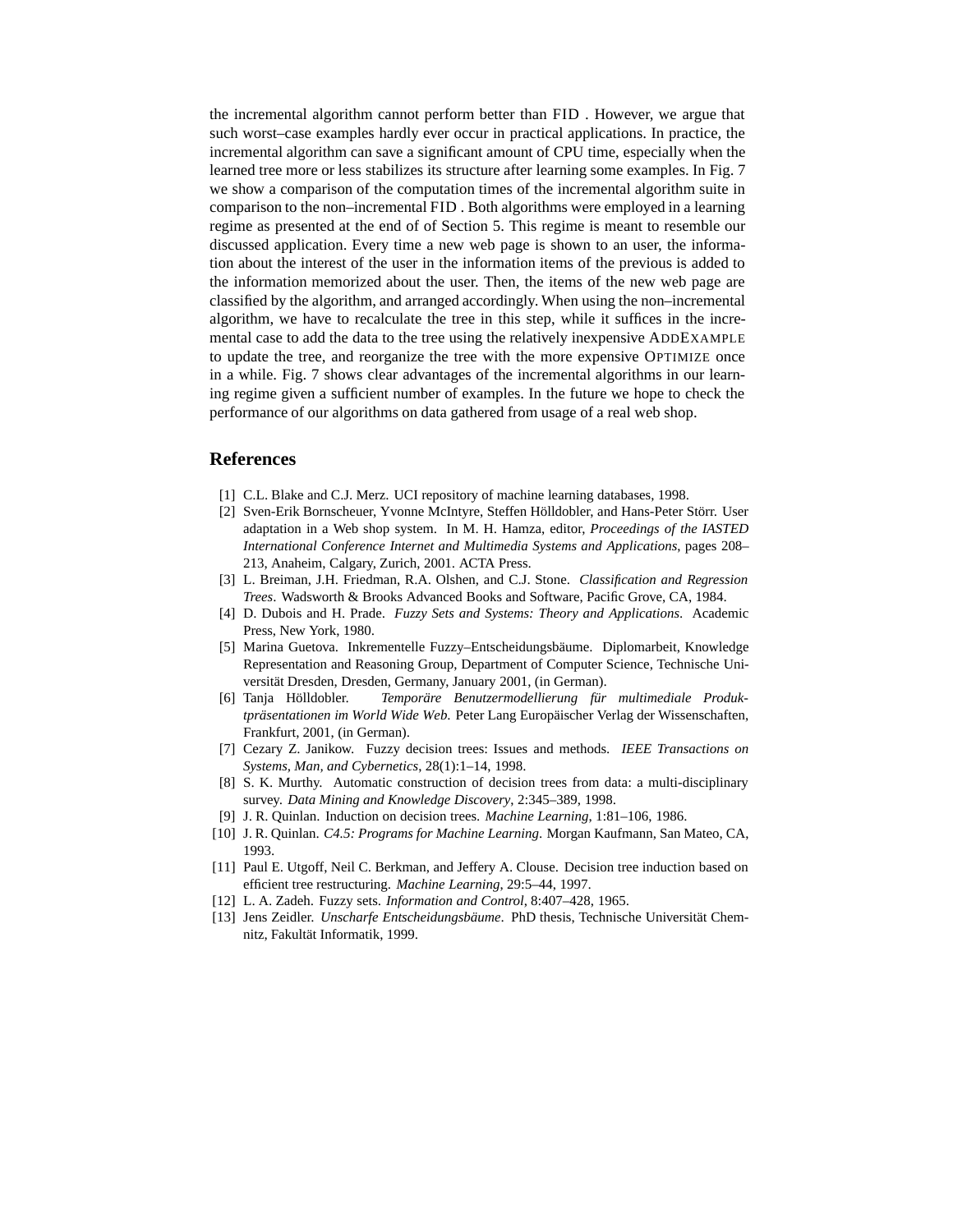the incremental algorithm cannot perform better than FID . However, we argue that such worst–case examples hardly ever occur in practical applications. In practice, the incremental algorithm can save a significant amount of CPU time, especially when the learned tree more or less stabilizes its structure after learning some examples. In Fig. 7 we show a comparison of the computation times of the incremental algorithm suite in comparison to the non–incremental FID . Both algorithms were employed in a learning regime as presented at the end of of Section 5. This regime is meant to resemble our discussed application. Every time a new web page is shown to an user, the information about the interest of the user in the information items of the previous is added to the information memorized about the user. Then, the items of the new web page are classified by the algorithm, and arranged accordingly. When using the non–incremental algorithm, we have to recalculate the tree in this step, while it suffices in the incremental case to add the data to the tree using the relatively inexpensive ADDEXAMPLE to update the tree, and reorganize the tree with the more expensive OPTIMIZE once in a while. Fig. 7 shows clear advantages of the incremental algorithms in our learning regime given a sufficient number of examples. In the future we hope to check the performance of our algorithms on data gathered from usage of a real web shop.

## References

[1] C.L. Blake and C.J. Merz. UCI repository of machine learning databases, 1998.

[2] Sven-Erik Bornscheuer, Yvonne McIntyre, Steffen Hölldobler, and Hans-Peter Störr. User adaptation in a Web shop system. In M. H. Hamza, editor, *Proceedings of the IASTED International Conference Internet and Multimedia Systems and Applications*, pages 208–213, Anaheim, Calgary, Zurich, 2001. ACTA Press.

[3] L. Breiman, J.H. Friedman, R.A. Olshen, and C.J. Stone. *Classification and Regression Trees*. Wadsworth & Brooks Advanced Books and Software, Pacific Grove, CA, 1984.

[4] D. Dubois and H. Prade. *Fuzzy Sets and Systems: Theory and Applications*. Academic Press, New York, 1980.

[5] Marina Guetova. Inkrementelle Fuzzy–Entscheidungsbäume. Diplomarbeit, Knowledge Representation and Reasoning Group, Department of Computer Science, Technische Universität Dresden, Dresden, Germany, January 2001, (in German).

[6] Tanja Hölldobler. *Temporäre Benutzermodellierung für multimediale Produktpräsentationen im World Wide Web*. Peter Lang Europäischer Verlag der Wissenschaften, Frankfurt, 2001, (in German).

[7] Cezary Z. Janikow. Fuzzy decision trees: Issues and methods. *IEEE Transactions on Systems, Man, and Cybernetics*, 28(1):1–14, 1998.

[8] S. K. Murthy. Automatic construction of decision trees from data: a multi-disciplinary survey. *Data Mining and Knowledge Discovery*, 2:345–389, 1998.

[9] J. R. Quinlan. Induction on decision trees. *Machine Learning*, 1:81–106, 1986.

[10] J. R. Quinlan. *C4.5: Programs for Machine Learning*. Morgan Kaufmann, San Mateo, CA, 1993.

[11] Paul E. Utgoff, Neil C. Berkman, and Jeffery A. Clouse. Decision tree induction based on efficient tree restructuring. *Machine Learning*, 29:5–44, 1997.

[12] L. A. Zadeh. Fuzzy sets. *Information and Control*, 8:407–428, 1965.

[13] Jens Zeidler. *Unscharfe Entscheidungsbäume*. PhD thesis, Technische Universität Chemnitz, Fakultät Informatik, 1999.